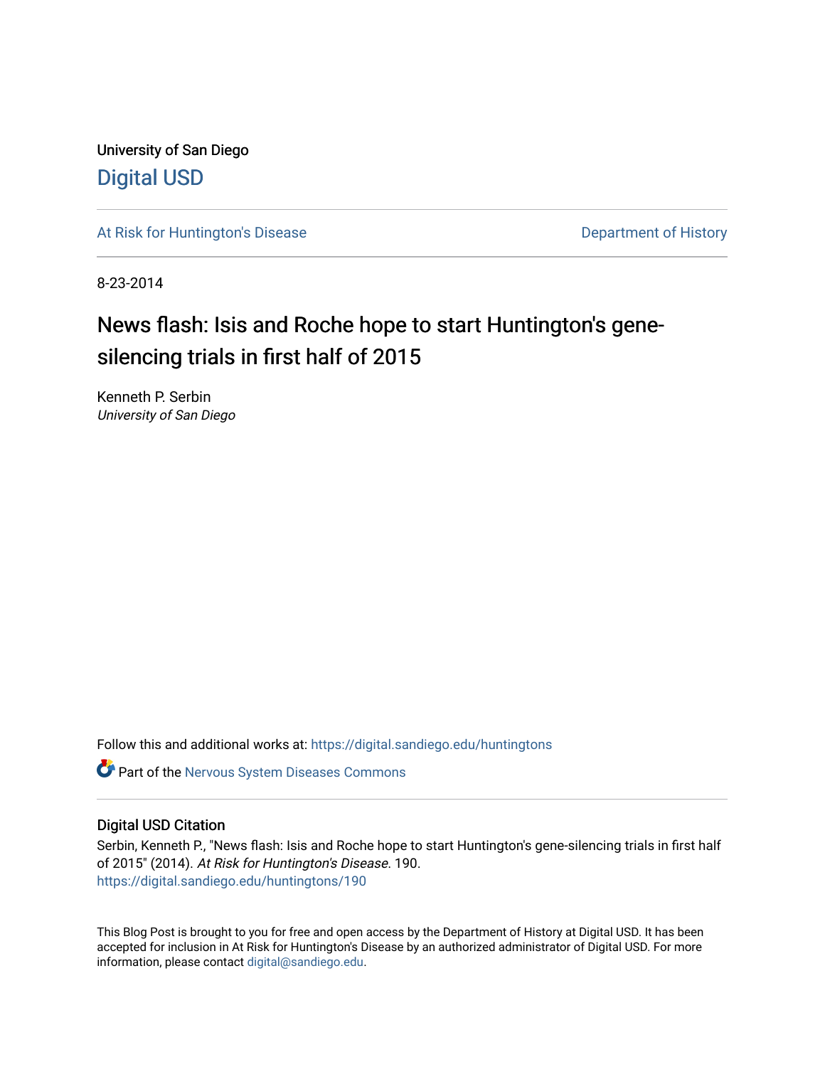University of San Diego

# Digital USD

At Risk for Huntington's Disease

Department of History

8-23-2014

## News flash: Isis and Roche hope to start Huntington's gene-silencing trials in first half of 2015

Kenneth P. Serbin
*University of San Diego*

Follow this and additional works at: https://digital.sandiego.edu/huntingtons

Part of the Nervous System Diseases Commons

### Digital USD Citation

Serbin, Kenneth P., "News flash: Isis and Roche hope to start Huntington's gene-silencing trials in first half of 2015" (2014). *At Risk for Huntington's Disease*. 190.
https://digital.sandiego.edu/huntingtons/190

This Blog Post is brought to you for free and open access by the Department of History at Digital USD. It has been accepted for inclusion in At Risk for Huntington's Disease by an authorized administrator of Digital USD. For more information, please contact digital@sandiego.edu.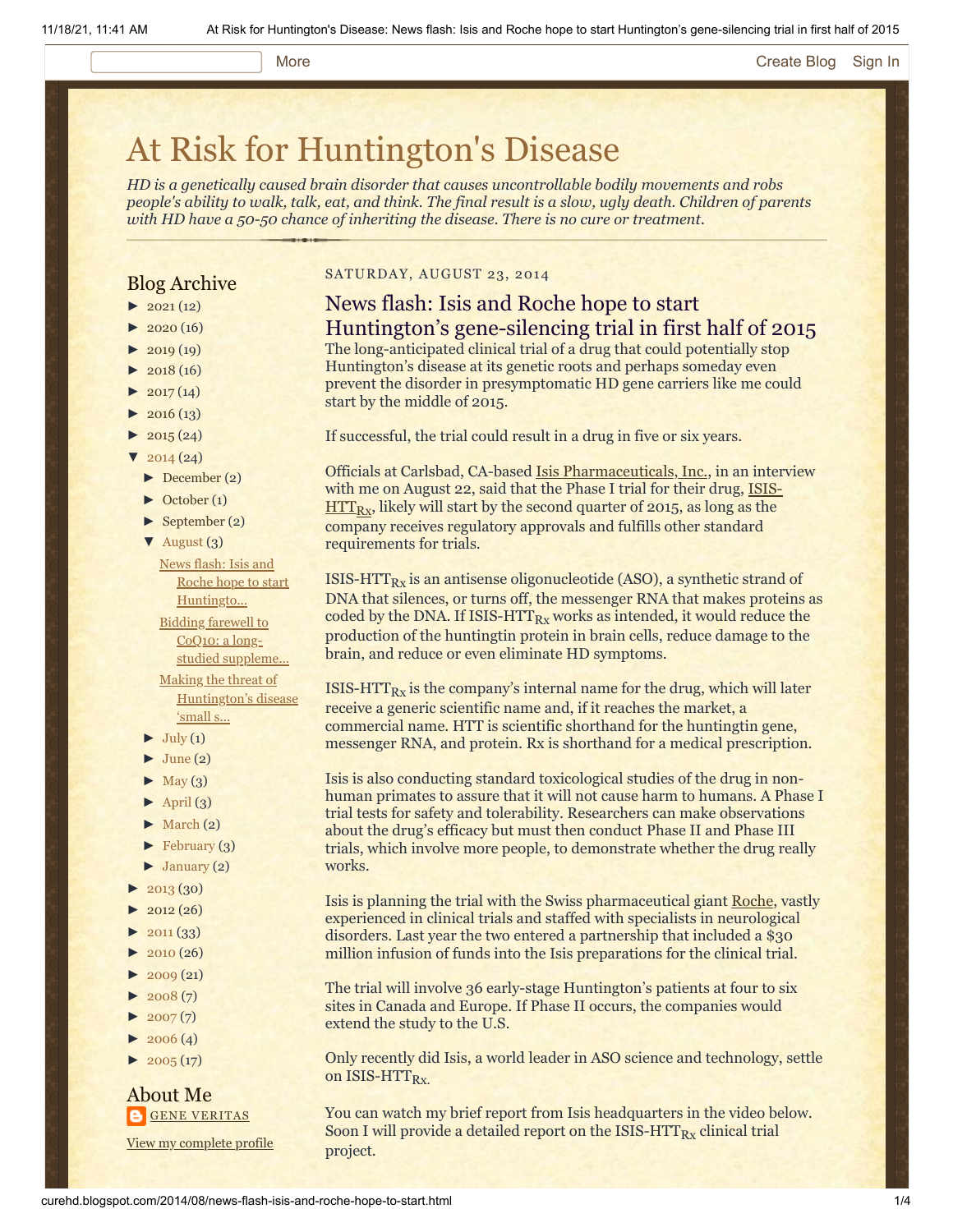# At Risk for Huntington's Disease

*HD is a genetically caused brain disorder that causes uncontrollable bodily movements and robs people's ability to walk, talk, eat, and think. The final result is a slow, ugly death. Children of parents with HD have a 50-50 chance of inheriting the disease. There is no cure or treatment.*

## Blog Archive

- ► 2021 (12)
- ► 2020 (16)
- ► 2019 (19)
- ► 2018 (16)
- ► 2017 (14)
- ► 2016 (13)
- ► 2015 (24)
- ▼ 2014 (24)
  - ► December (2)
  - ► October (1)
  - ► September (2)
  - ▼ August (3)
    - News flash: Isis and Roche hope to start Huntingto...
    - Bidding farewell to CoQ10: a long-studied suppleme...
    - Making the threat of Huntington's disease 'small s...
  - ► July (1)
  - ► June (2)
  - ► May (3)
  - ► April (3)
  - ► March (2)
  - ► February (3)
  - ► January (2)
- ► 2013 (30)
- ► 2012 (26)
- ► 2011 (33)
- ► 2010 (26)
- ► 2009 (21)
- ► 2008 (7)
- ► 2007 (7)
- ► 2006 (4)
- ► 2005 (17)

## About Me

GENE VERITAS

View my complete profile

SATURDAY, AUGUST 23, 2014

## News flash: Isis and Roche hope to start Huntington's gene-silencing trial in first half of 2015

The long-anticipated clinical trial of a drug that could potentially stop Huntington's disease at its genetic roots and perhaps someday even prevent the disorder in presymptomatic HD gene carriers like me could start by the middle of 2015.

If successful, the trial could result in a drug in five or six years.

Officials at Carlsbad, CA-based Isis Pharmaceuticals, Inc., in an interview with me on August 22, said that the Phase I trial for their drug, ISIS-$HTT_{Rx}$, likely will start by the second quarter of 2015, as long as the company receives regulatory approvals and fulfills other standard requirements for trials.

ISIS-$HTT_{Rx}$ is an antisense oligonucleotide (ASO), a synthetic strand of DNA that silences, or turns off, the messenger RNA that makes proteins as coded by the DNA. If ISIS-$HTT_{Rx}$ works as intended, it would reduce the production of the huntingtin protein in brain cells, reduce damage to the brain, and reduce or even eliminate HD symptoms.

ISIS-$HTT_{Rx}$ is the company's internal name for the drug, which will later receive a generic scientific name and, if it reaches the market, a commercial name. HTT is scientific shorthand for the huntingtin gene, messenger RNA, and protein. Rx is shorthand for a medical prescription.

Isis is also conducting standard toxicological studies of the drug in non-human primates to assure that it will not cause harm to humans. A Phase I trial tests for safety and tolerability. Researchers can make observations about the drug's efficacy but must then conduct Phase II and Phase III trials, which involve more people, to demonstrate whether the drug really works.

Isis is planning the trial with the Swiss pharmaceutical giant Roche, vastly experienced in clinical trials and staffed with specialists in neurological disorders. Last year the two entered a partnership that included a $30 million infusion of funds into the Isis preparations for the clinical trial.

The trial will involve 36 early-stage Huntington's patients at four to six sites in Canada and Europe. If Phase II occurs, the companies would extend the study to the U.S.

Only recently did Isis, a world leader in ASO science and technology, settle on ISIS-$HTT_{Rx}$.

You can watch my brief report from Isis headquarters in the video below. Soon I will provide a detailed report on the ISIS-$HTT_{Rx}$ clinical trial project.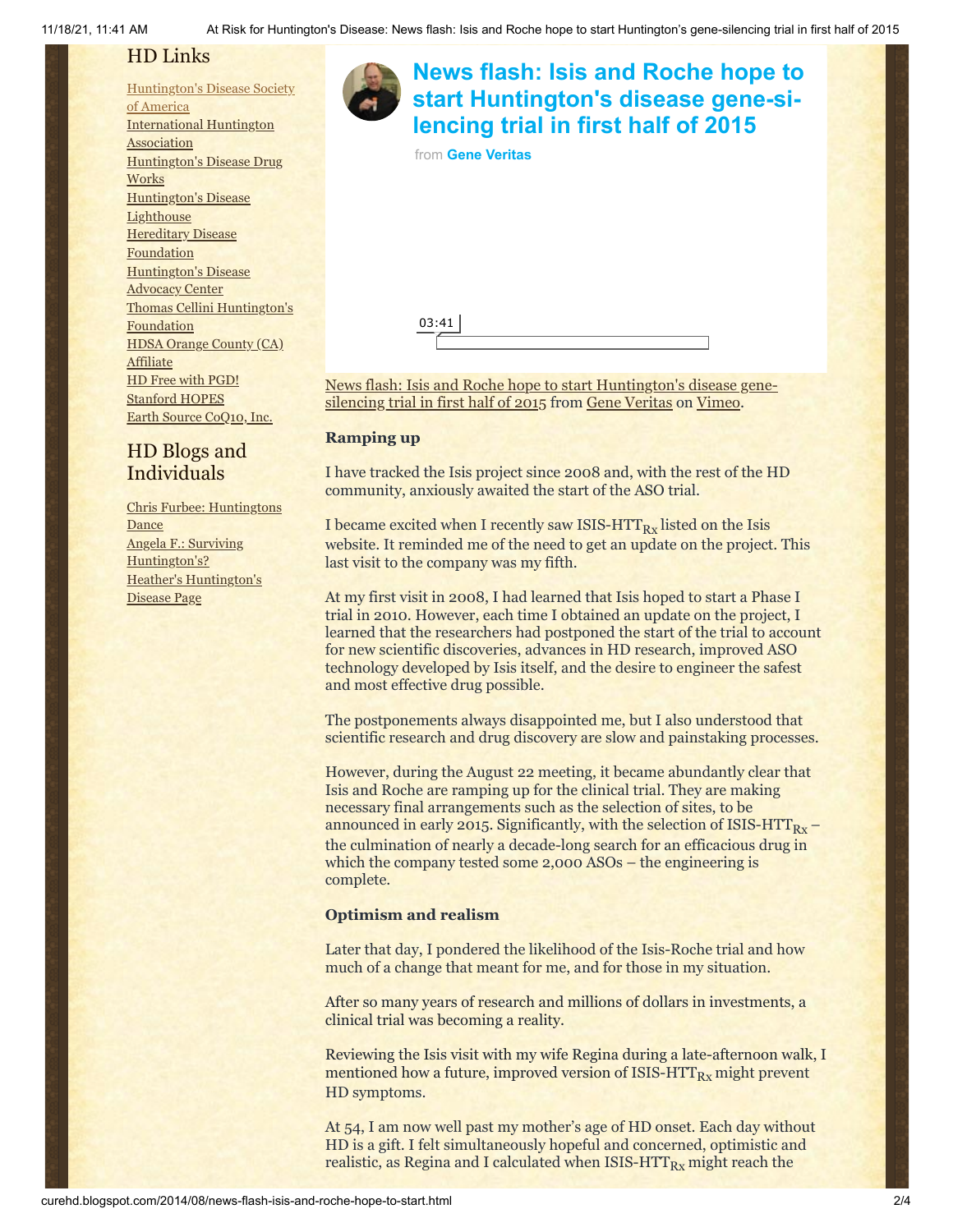## HD Links

[Huntington's Disease Society of America](#)
[International Huntington Association](#)
[Huntington's Disease Drug Works](#)
[Huntington's Disease Lighthouse](#)
[Hereditary Disease Foundation](#)
[Huntington's Disease Advocacy Center](#)
[Thomas Cellini Huntington's Foundation](#)
[HDSA Orange County (CA) Affiliate](#)
[HD Free with PGD!](#)
[Stanford HOPES](#)
[Earth Source CoQ10, Inc.](#)

## HD Blogs and Individuals

[Chris Furbee: Huntingtons Dance](#)
[Angela F.: Surviving Huntington's?](#)
[Heather's Huntington's Disease Page](#)

# News flash: Isis and Roche hope to start Huntington's disease gene-silencing trial in first half of 2015

from **Gene Veritas**

03:41

News flash: Isis and Roche hope to start Huntington's disease gene-silencing trial in first half of 2015 from Gene Veritas on Vimeo.

**Ramping up**

I have tracked the Isis project since 2008 and, with the rest of the HD community, anxiously awaited the start of the ASO trial.

I became excited when I recently saw ISIS-$HTT_{Rx}$ listed on the Isis website. It reminded me of the need to get an update on the project. This last visit to the company was my fifth.

At my first visit in 2008, I had learned that Isis hoped to start a Phase I trial in 2010. However, each time I obtained an update on the project, I learned that the researchers had postponed the start of the trial to account for new scientific discoveries, advances in HD research, improved ASO technology developed by Isis itself, and the desire to engineer the safest and most effective drug possible.

The postponements always disappointed me, but I also understood that scientific research and drug discovery are slow and painstaking processes.

However, during the August 22 meeting, it became abundantly clear that Isis and Roche are ramping up for the clinical trial. They are making necessary final arrangements such as the selection of sites, to be announced in early 2015. Significantly, with the selection of ISIS-$HTT_{Rx}$ – the culmination of nearly a decade-long search for an efficacious drug in which the company tested some 2,000 ASOs – the engineering is complete.

**Optimism and realism**

Later that day, I pondered the likelihood of the Isis-Roche trial and how much of a change that meant for me, and for those in my situation.

After so many years of research and millions of dollars in investments, a clinical trial was becoming a reality.

Reviewing the Isis visit with my wife Regina during a late-afternoon walk, I mentioned how a future, improved version of ISIS-$HTT_{Rx}$ might prevent HD symptoms.

At 54, I am now well past my mother's age of HD onset. Each day without HD is a gift. I felt simultaneously hopeful and concerned, optimistic and realistic, as Regina and I calculated when ISIS-$HTT_{Rx}$ might reach the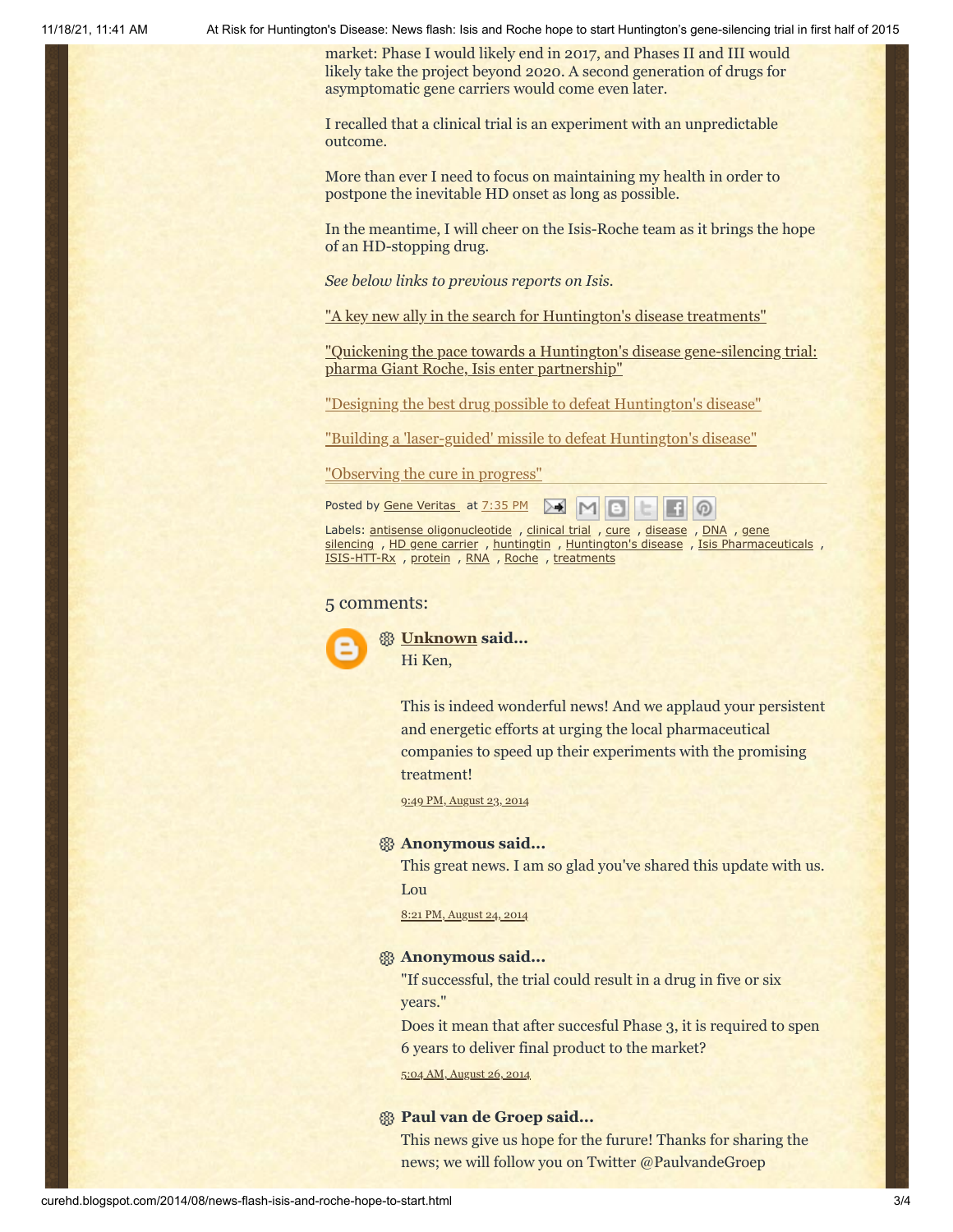market: Phase I would likely end in 2017, and Phases II and III would likely take the project beyond 2020. A second generation of drugs for asymptomatic gene carriers would come even later.

I recalled that a clinical trial is an experiment with an unpredictable outcome.

More than ever I need to focus on maintaining my health in order to postpone the inevitable HD onset as long as possible.

In the meantime, I will cheer on the Isis-Roche team as it brings the hope of an HD-stopping drug.

*See below links to previous reports on Isis.*

"A key new ally in the search for Huntington's disease treatments"

"Quickening the pace towards a Huntington's disease gene-silencing trial: pharma Giant Roche, Isis enter partnership"

"Designing the best drug possible to defeat Huntington's disease"

"Building a 'laser-guided' missile to defeat Huntington's disease"

"Observing the cure in progress"

Posted by Gene Veritas at 7:35 PM

Labels: antisense oligonucleotide , clinical trial , cure , disease , DNA , gene silencing , HD gene carrier , huntingtin , Huntington's disease , Isis Pharmaceuticals , ISIS-HTT-Rx , protein , RNA , Roche , treatments

## 5 comments:

**Unknown said...**

Hi Ken,

This is indeed wonderful news! And we applaud your persistent and energetic efforts at urging the local pharmaceutical companies to speed up their experiments with the promising treatment!

9:49 PM, August 23, 2014

**Anonymous said...**

This great news. I am so glad you've shared this update with us. Lou

8:21 PM, August 24, 2014

**Anonymous said...**

"If successful, the trial could result in a drug in five or six years."

Does it mean that after succesful Phase 3, it is required to spen 6 years to deliver final product to the market?

5:04 AM, August 26, 2014

**Paul van de Groep said...**

This news give us hope for the furure! Thanks for sharing the news; we will follow you on Twitter @PaulvandeGroep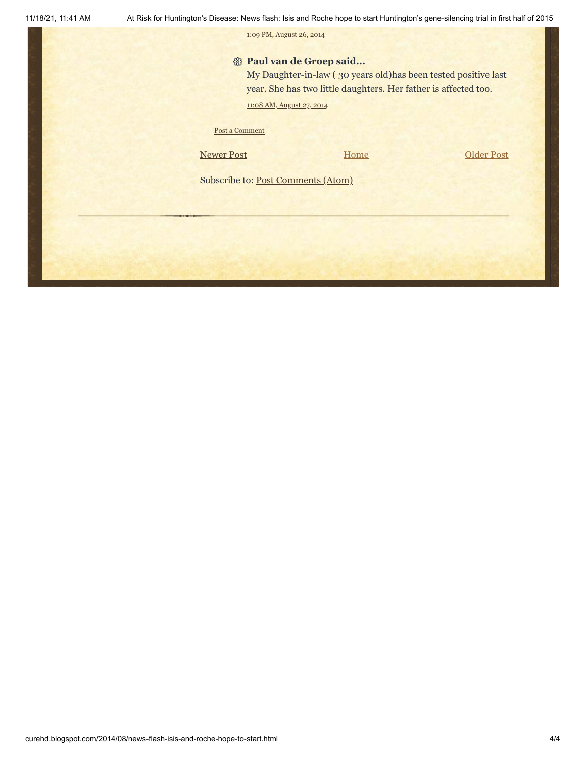1:09 PM, August 26, 2014

**Paul van de Groep said...**

My Daughter-in-law ( 30 years old)has been tested positive last year. She has two little daughters. Her father is affected too.

11:08 AM, August 27, 2014

Post a Comment

Newer Post | Home | Older Post

Subscribe to: Post Comments (Atom)